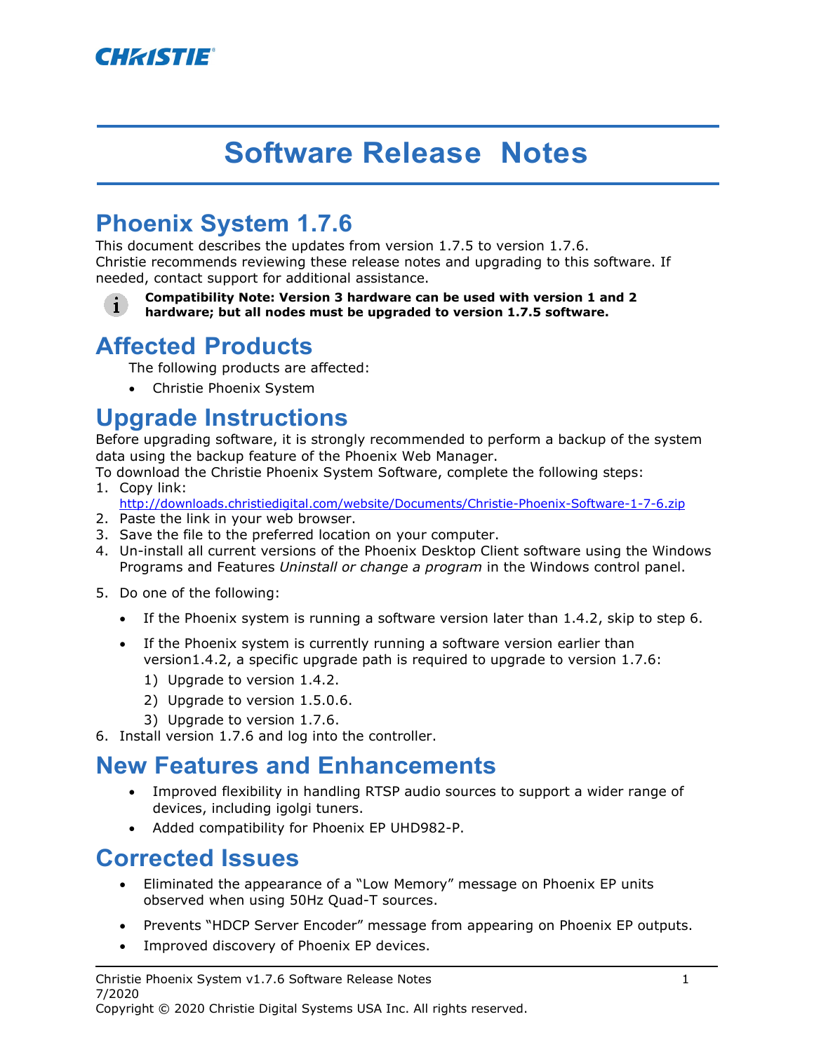CHRISTIE

# Software Release Notes

## Phoenix System 1.7.6

This document describes the updates from version 1.7.5 to version 1.7.6.
Christie recommends reviewing these release notes and upgrading to this software. If needed, contact support for additional assistance.

**Compatibility Note: Version 3 hardware can be used with version 1 and 2 hardware; but all nodes must be upgraded to version 1.7.5 software.**

## Affected Products

The following products are affected:

- Christie Phoenix System

## Upgrade Instructions

Before upgrading software, it is strongly recommended to perform a backup of the system data using the backup feature of the Phoenix Web Manager.
To download the Christie Phoenix System Software, complete the following steps:

1. Copy link:
   http://downloads.christiedigital.com/website/Documents/Christie-Phoenix-Software-1-7-6.zip
2. Paste the link in your web browser.
3. Save the file to the preferred location on your computer.
4. Un-install all current versions of the Phoenix Desktop Client software using the Windows Programs and Features *Uninstall or change a program* in the Windows control panel.
5. Do one of the following:
   - If the Phoenix system is running a software version later than 1.4.2, skip to step 6.
   - If the Phoenix system is currently running a software version earlier than version1.4.2, a specific upgrade path is required to upgrade to version 1.7.6:
     1) Upgrade to version 1.4.2.
     2) Upgrade to version 1.5.0.6.
     3) Upgrade to version 1.7.6.
6. Install version 1.7.6 and log into the controller.

## New Features and Enhancements

- Improved flexibility in handling RTSP audio sources to support a wider range of devices, including igolgi tuners.
- Added compatibility for Phoenix EP UHD982-P.

## Corrected Issues

- Eliminated the appearance of a "Low Memory" message on Phoenix EP units observed when using 50Hz Quad-T sources.
- Prevents "HDCP Server Encoder" message from appearing on Phoenix EP outputs.
- Improved discovery of Phoenix EP devices.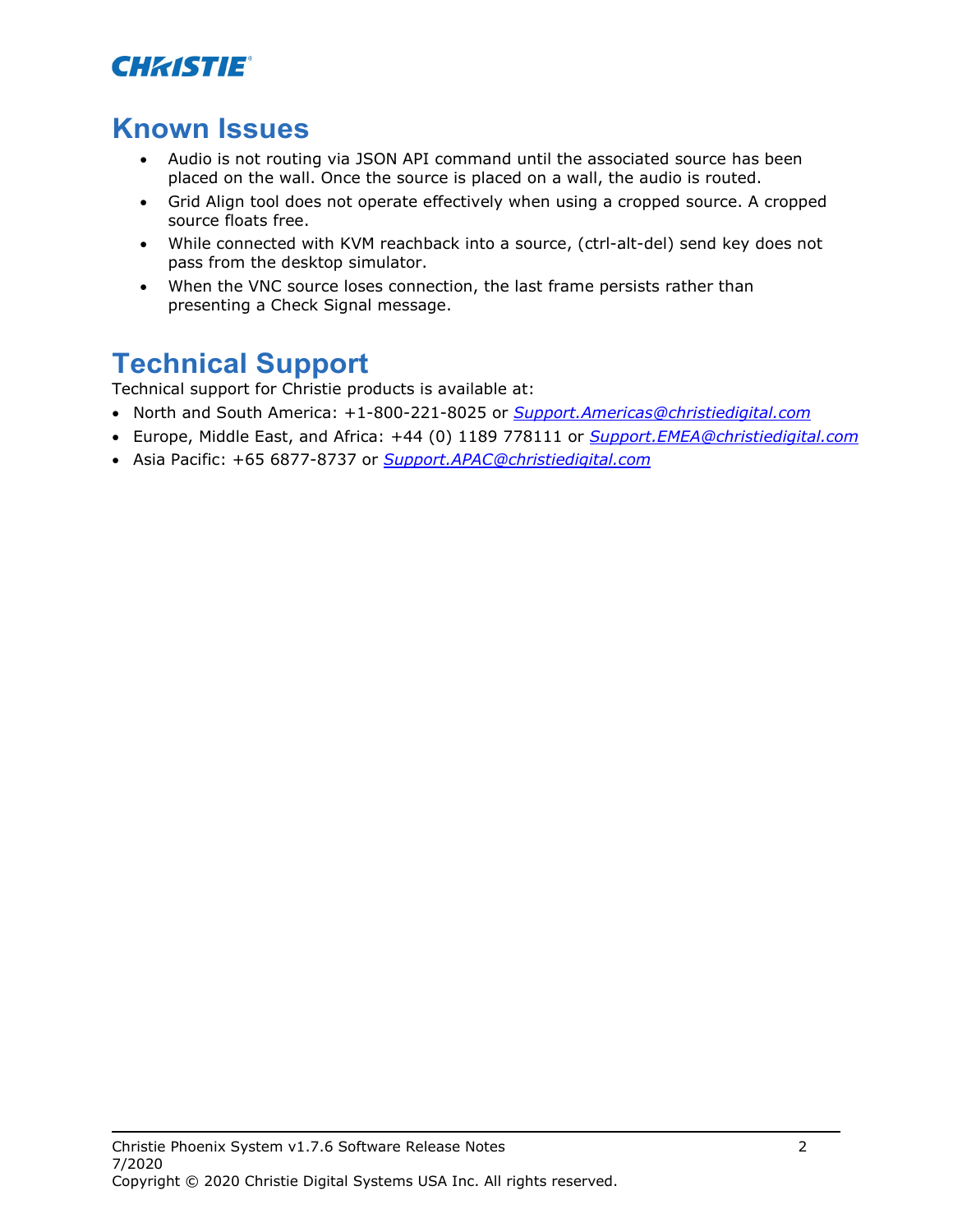## Known Issues

- Audio is not routing via JSON API command until the associated source has been placed on the wall. Once the source is placed on a wall, the audio is routed.
- Grid Align tool does not operate effectively when using a cropped source. A cropped source floats free.
- While connected with KVM reachback into a source, (ctrl-alt-del) send key does not pass from the desktop simulator.
- When the VNC source loses connection, the last frame persists rather than presenting a Check Signal message.

## Technical Support

Technical support for Christie products is available at:

- North and South America: +1-800-221-8025 or *Support.Americas@christiedigital.com*
- Europe, Middle East, and Africa: +44 (0) 1189 778111 or *Support.EMEA@christiedigital.com*
- Asia Pacific: +65 6877-8737 or *Support.APAC@christiedigital.com*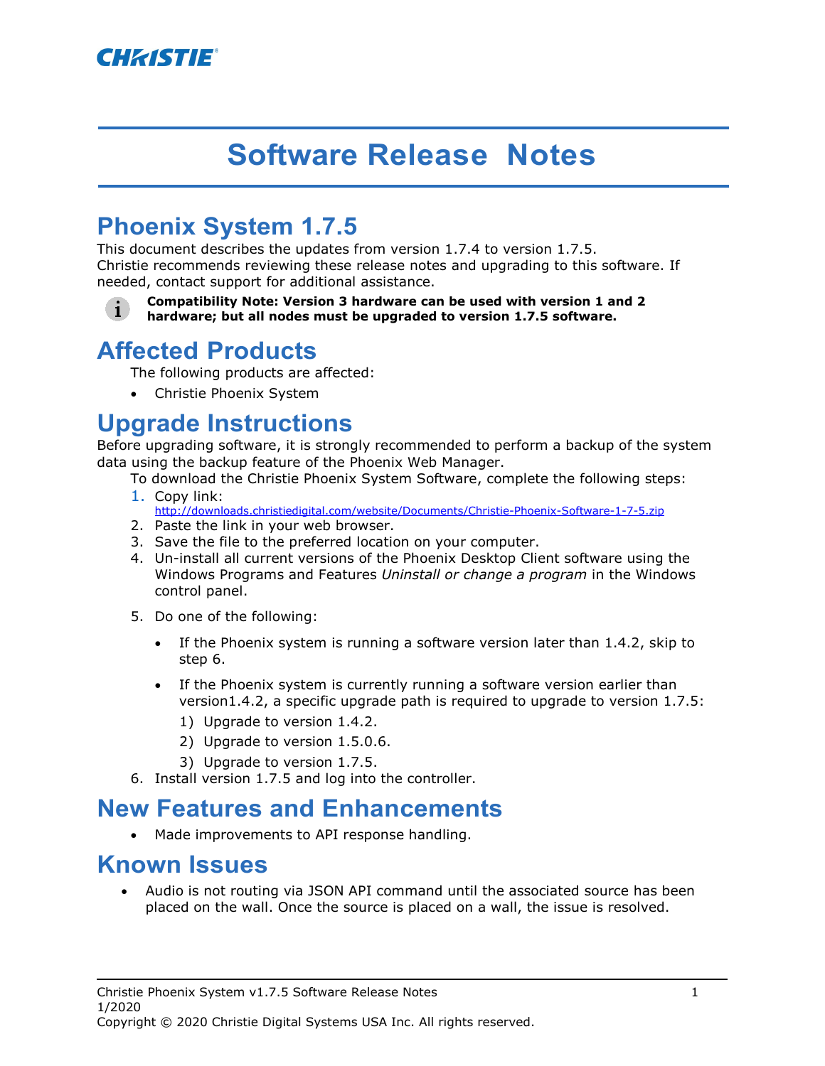# Software Release Notes

## Phoenix System 1.7.5

This document describes the updates from version 1.7.4 to version 1.7.5.
Christie recommends reviewing these release notes and upgrading to this software. If needed, contact support for additional assistance.

**Compatibility Note: Version 3 hardware can be used with version 1 and 2 hardware; but all nodes must be upgraded to version 1.7.5 software.**

## Affected Products

The following products are affected:

- Christie Phoenix System

## Upgrade Instructions

Before upgrading software, it is strongly recommended to perform a backup of the system data using the backup feature of the Phoenix Web Manager.

To download the Christie Phoenix System Software, complete the following steps:

1. Copy link: http://downloads.christiedigital.com/website/Documents/Christie-Phoenix-Software-1-7-5.zip
2. Paste the link in your web browser.
3. Save the file to the preferred location on your computer.
4. Un-install all current versions of the Phoenix Desktop Client software using the Windows Programs and Features *Uninstall or change a program* in the Windows control panel.
5. Do one of the following:
   - If the Phoenix system is running a software version later than 1.4.2, skip to step 6.
   - If the Phoenix system is currently running a software version earlier than version1.4.2, a specific upgrade path is required to upgrade to version 1.7.5:
     1) Upgrade to version 1.4.2.
     2) Upgrade to version 1.5.0.6.
     3) Upgrade to version 1.7.5.
6. Install version 1.7.5 and log into the controller.

## New Features and Enhancements

- Made improvements to API response handling.

## Known Issues

- Audio is not routing via JSON API command until the associated source has been placed on the wall. Once the source is placed on a wall, the issue is resolved.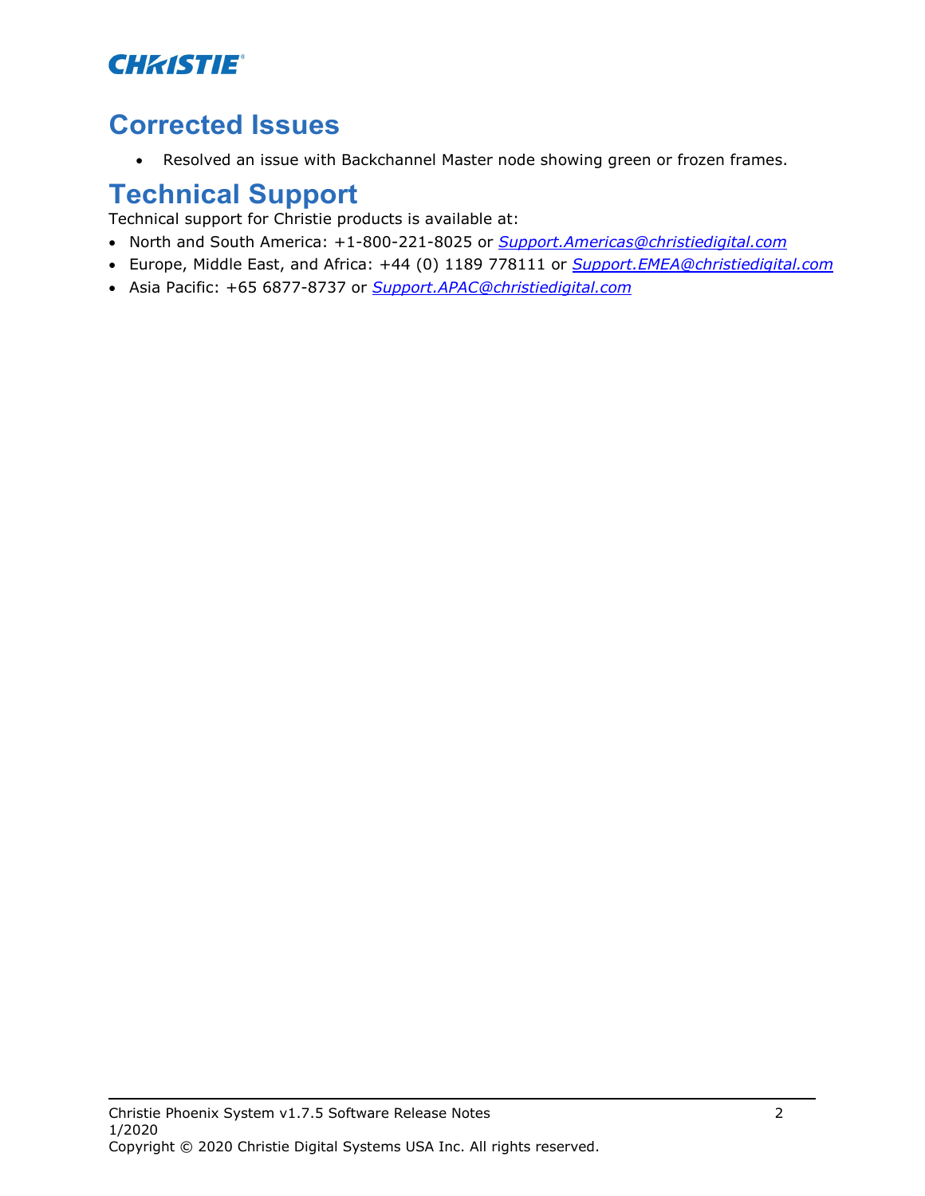## Corrected Issues

- Resolved an issue with Backchannel Master node showing green or frozen frames.

## Technical Support

Technical support for Christie products is available at:

- North and South America: +1-800-221-8025 or *Support.Americas@christiedigital.com*
- Europe, Middle East, and Africa: +44 (0) 1189 778111 or *Support.EMEA@christiedigital.com*
- Asia Pacific: +65 6877-8737 or *Support.APAC@christiedigital.com*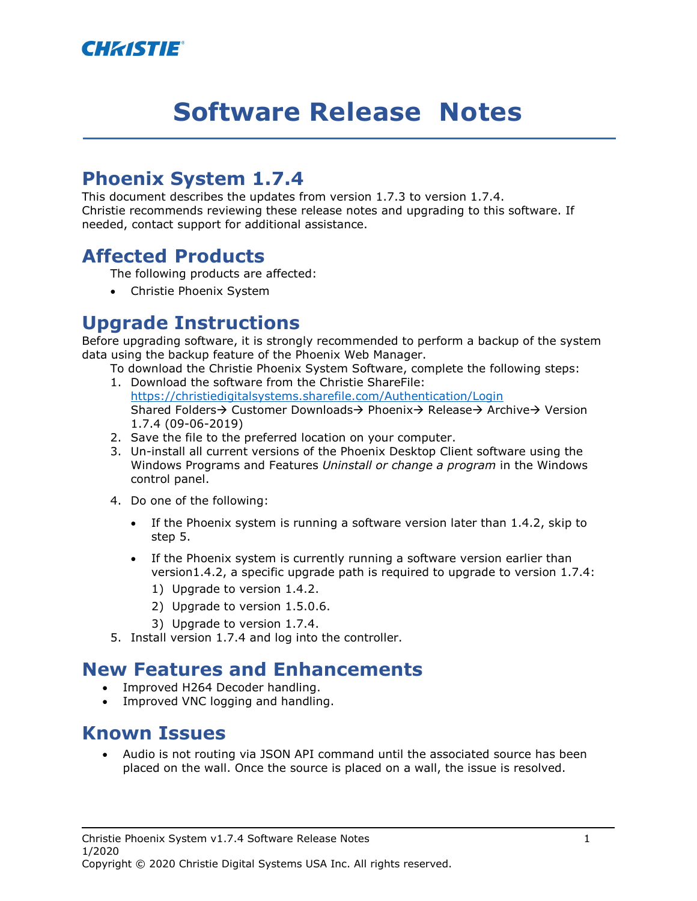**CHRISTIE**

# Software Release Notes

## Phoenix System 1.7.4

This document describes the updates from version 1.7.3 to version 1.7.4.
Christie recommends reviewing these release notes and upgrading to this software. If needed, contact support for additional assistance.

## Affected Products

The following products are affected:

- Christie Phoenix System

## Upgrade Instructions

Before upgrading software, it is strongly recommended to perform a backup of the system data using the backup feature of the Phoenix Web Manager.

To download the Christie Phoenix System Software, complete the following steps:

1. Download the software from the Christie ShareFile: [https://christiedigitalsystems.sharefile.com/Authentication/Login](https://christiedigitalsystems.sharefile.com/Authentication/Login) Shared Folders→ Customer Downloads→ Phoenix→ Release→ Archive→ Version 1.7.4 (09-06-2019)
2. Save the file to the preferred location on your computer.
3. Un-install all current versions of the Phoenix Desktop Client software using the Windows Programs and Features *Uninstall or change a program* in the Windows control panel.
4. Do one of the following:
   - If the Phoenix system is running a software version later than 1.4.2, skip to step 5.
   - If the Phoenix system is currently running a software version earlier than version1.4.2, a specific upgrade path is required to upgrade to version 1.7.4:
     1) Upgrade to version 1.4.2.
     2) Upgrade to version 1.5.0.6.
     3) Upgrade to version 1.7.4.
5. Install version 1.7.4 and log into the controller.

## New Features and Enhancements

- Improved H264 Decoder handling.
- Improved VNC logging and handling.

## Known Issues

- Audio is not routing via JSON API command until the associated source has been placed on the wall. Once the source is placed on a wall, the issue is resolved.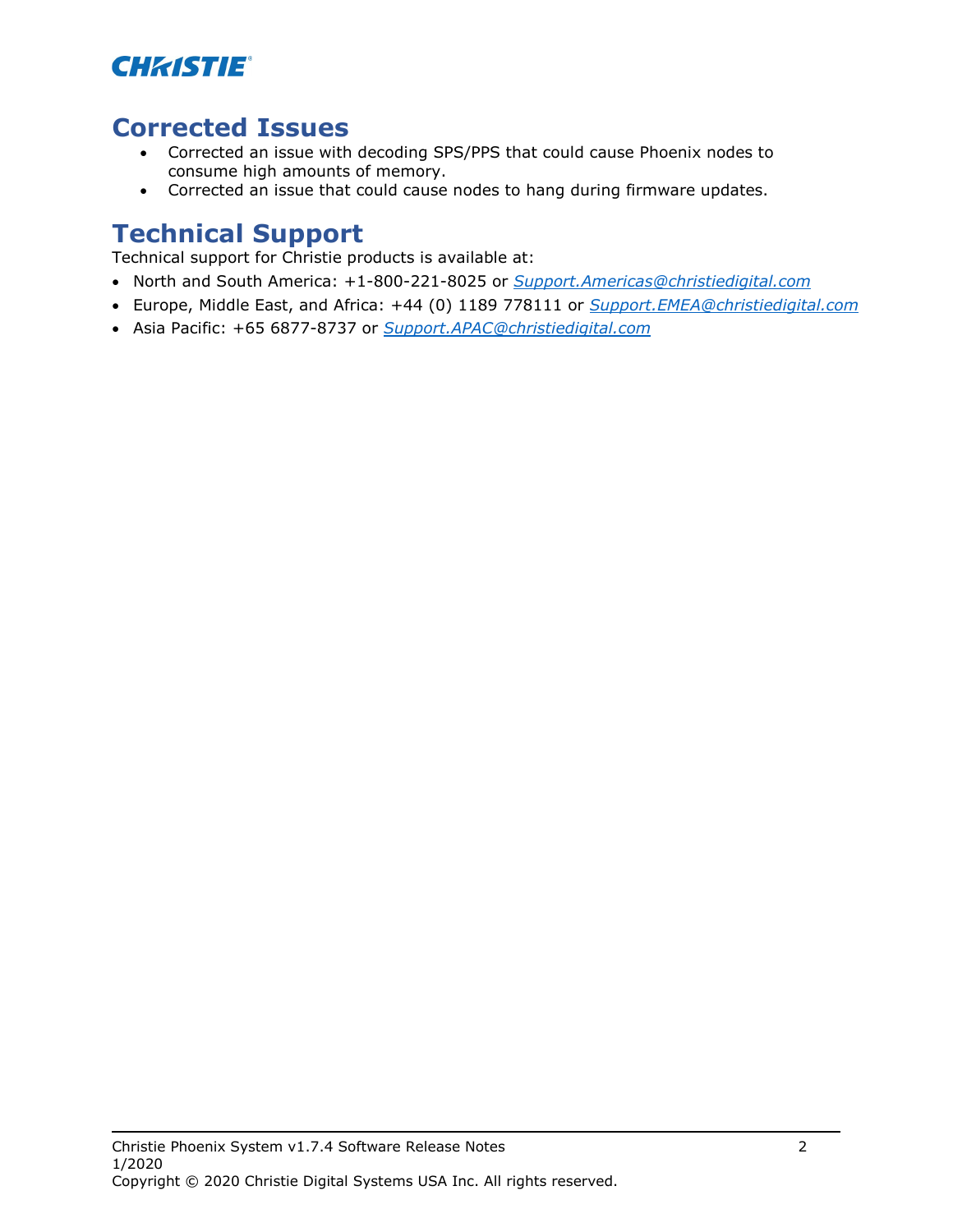## Corrected Issues

- Corrected an issue with decoding SPS/PPS that could cause Phoenix nodes to consume high amounts of memory.
- Corrected an issue that could cause nodes to hang during firmware updates.

## Technical Support

Technical support for Christie products is available at:

- North and South America: +1-800-221-8025 or *Support.Americas@christiedigital.com*
- Europe, Middle East, and Africa: +44 (0) 1189 778111 or *Support.EMEA@christiedigital.com*
- Asia Pacific: +65 6877-8737 or *Support.APAC@christiedigital.com*